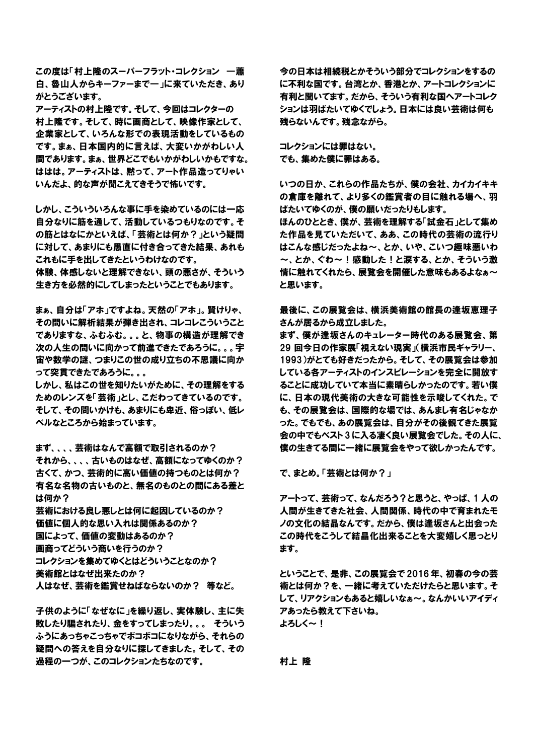この度は「村上隆のスーパーフラット・コレクション　―蕭白、魯山人からキーファーまで―」に来ていただき、ありがとうございます。
アーティストの村上隆です。そして、今回はコレクターの村上隆です。そして、時に画商として、映像作家として、企業家として、いろんな形での表現活動をしているものです。まぁ、日本国内的に言えば、大変いかがわしい人間であります。まぁ、世界どこでもいかがわしいかもですな。はははは。アーティストは、黙って、アート作品造ってりゃいいんだよ、的な声が聞こえてきそうで怖いです。

しかし、こういういろんな事に手を染めているのには一応自分なりに筋を通して、活動しているつもりなのです。その筋とはなにかといえば、「芸術とは何か？」という疑問に対して、あまりにも愚直に付き合ってきた結果、あれもこれもに手を出してきたというわけなのです。
体験、体感しないと理解できない、頭の悪さが、そういう生き方を必然的にしてしまったということでもあります。

まぁ、自分は「アホ」ですよね。天然の「アホ」。賢けりゃ、その問いに解析結果が弾き出され、コレコレこういうことでありますな、ふむふむ。。。と、物事の構造が理解でき次の人生の問いに向かって前進できたであろうに。。。宇宙や数学の謎、つまりこの世の成り立ちの不思議に向かって突貫できたであろうに。。。
しかし、私はこの世を知りたいがために、その理解をするためのレンズを「芸術」とし、こだわってきているのです。
そして、その問いかけも、あまりにも卑近、俗っぽい、低レベルなところから始まっています。

まず、、、、芸術はなんで高額で取引されるのか？
それから、、、、古いものはなぜ、高額になってゆくのか？
古くて、かつ、芸術的に高い価値の持つものとは何か？
有名な名物の古いものと、無名のものとの間にある差とは何か？
芸術における良し悪しとは何に起因しているのか？
価値に個人的な思い入れは関係あるのか？
国によって、価値の変動はあるのか？
画商ってどういう商いを行うのか？
コレクションを集めてゆくとはどういうことなのか？
美術館とはなぜ出来たのか？
人はなぜ、芸術を鑑賞せねばならないのか？　等など。

子供のように「なぜなに」を繰り返し、実体験し、主に失敗したり騙されたり、金をすってしまったり。。。　そういうふうにあっちゃこっちゃでボコボコになりながら、それらの疑問への答えを自分なりに探してきました。そして、その過程の一つが、このコレクションたちなのです。

今の日本は相続税とかそういう部分でコレクションをするのに不利な国です。台湾とか、香港とか、アートコレクションに有利と聞いてます。だから、そういう有利な国へアートコレクションは羽ばたいてゆくでしょう。日本には良い芸術は何も残らないんです。残念ながら。

コレクションには罪はない。
でも、集めた僕に罪はある。

いつの日か、これらの作品たちが、僕の会社、カイカイキキの倉庫を離れて、より多くの鑑賞者の目に触れる場へ、羽ばたいてゆくのが、僕の願いだったりもします。
ほんのひととき、僕が、芸術を理解する「試金石」として集めた作品を見ていただいて、ああ、この時代の芸術の流行りはこんな感じだったよね～、とか、いや、こいつ趣味悪いわ～、とか、ぐわ～！感動した！と涙する、とか、そういう激情に触れてくれたら、展覧会を開催した意味もあるよなぁ～と思います。

最後に、この展覧会は、横浜美術館の館長の逢坂恵理子さんが居るから成立しました。
まず、僕が逢坂さんのキュレーター時代のある展覧会、第29回今日の作家展「視えない現実」（横浜市民ギャラリー、1993）がとても好きだったから。そして、その展覧会は参加している各アーティストのインスピレーションを完全に開放することに成功していて本当に素晴らしかったのです。若い僕に、日本の現代美術の大きな可能性を示唆してくれた。でも、その展覧会は、国際的な場では、あんまし有名じゃなかった。でもでも、あの展覧会は、自分がその後観てきた展覧会の中でもベスト3に入る凄く良い展覧会でした。その人に、僕の生きてる間に一緒に展覧会をやって欲しかったんです。

で、まとめ。「芸術とは何か？」

アートって、芸術って、なんだろう？と思うと、やっぱ、1人の人間が生きてきた社会、人間関係、時代の中で育まれたモノの文化の結晶なんです。だから、僕は逢坂さんと出会ったこの時代をこうして結晶化出来ることを大変嬉しく思っとります。

ということで、是非、この展覧会で2016年、初春の今の芸術とは何か？を、一緒に考えていただけたらと思います。そして、リアクションもあると嬉しいなぁ～。なんかいいアイディアあったら教えて下さいね。
よろしく～！

村上 隆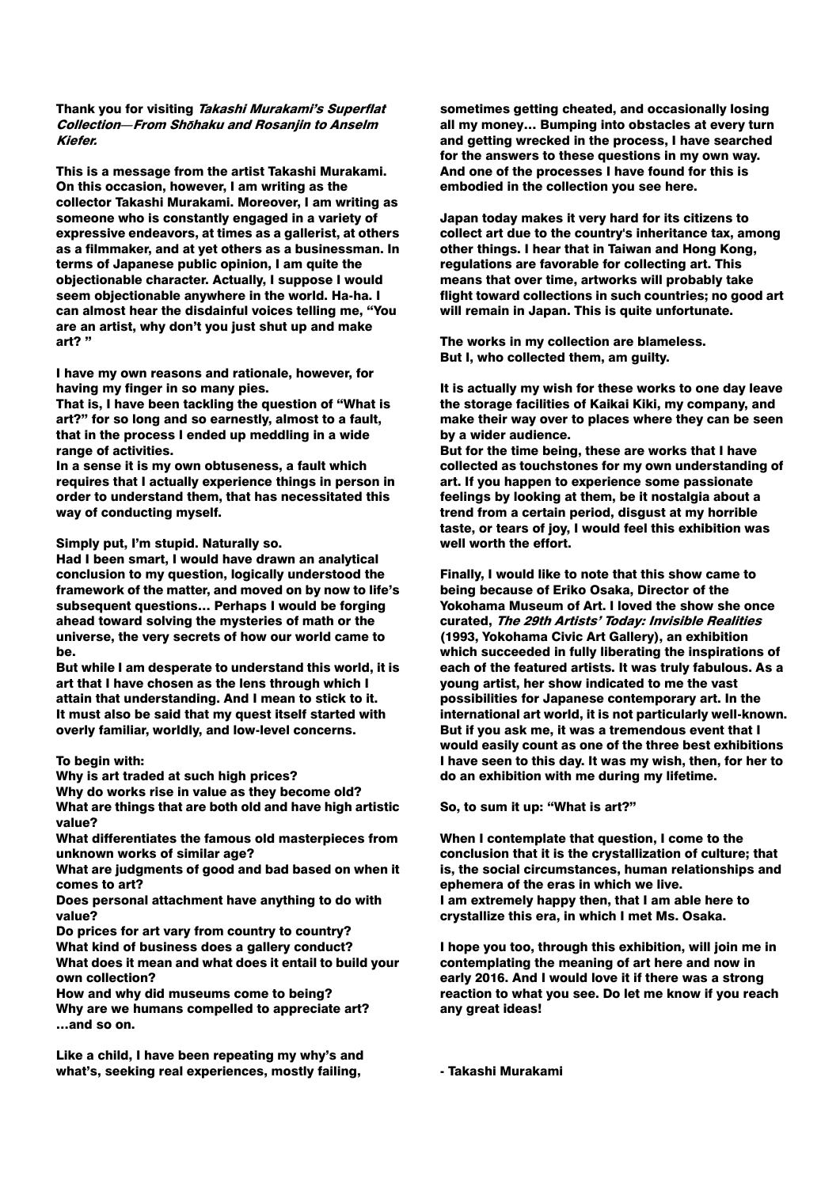**Thank you for visiting *Takashi Murakami's Superflat Collection—From Shōhaku and Rosanjin to Anselm Kiefer.***

**This is a message from the artist Takashi Murakami. On this occasion, however, I am writing as the collector Takashi Murakami. Moreover, I am writing as someone who is constantly engaged in a variety of expressive endeavors, at times as a gallerist, at others as a filmmaker, and at yet others as a businessman. In terms of Japanese public opinion, I am quite the objectionable character. Actually, I suppose I would seem objectionable anywhere in the world. Ha-ha. I can almost hear the disdainful voices telling me, "You are an artist, why don't you just shut up and make art? "**

**I have my own reasons and rationale, however, for having my finger in so many pies.**
**That is, I have been tackling the question of "What is art?" for so long and so earnestly, almost to a fault, that in the process I ended up meddling in a wide range of activities.**
**In a sense it is my own obtuseness, a fault which requires that I actually experience things in person in order to understand them, that has necessitated this way of conducting myself.**

**Simply put, I'm stupid. Naturally so.**
**Had I been smart, I would have drawn an analytical conclusion to my question, logically understood the framework of the matter, and moved on by now to life's subsequent questions… Perhaps I would be forging ahead toward solving the mysteries of math or the universe, the very secrets of how our world came to be.**
**But while I am desperate to understand this world, it is art that I have chosen as the lens through which I attain that understanding. And I mean to stick to it.**
**It must also be said that my quest itself started with overly familiar, worldly, and low-level concerns.**

**To begin with:**
**Why is art traded at such high prices?**
**Why do works rise in value as they become old?**
**What are things that are both old and have high artistic value?**
**What differentiates the famous old masterpieces from unknown works of similar age?**
**What are judgments of good and bad based on when it comes to art?**
**Does personal attachment have anything to do with value?**
**Do prices for art vary from country to country?**
**What kind of business does a gallery conduct?**
**What does it mean and what does it entail to build your own collection?**
**How and why did museums come to being?**
**Why are we humans compelled to appreciate art?**
**…and so on.**

**Like a child, I have been repeating my why's and what's, seeking real experiences, mostly failing, sometimes getting cheated, and occasionally losing all my money… Bumping into obstacles at every turn and getting wrecked in the process, I have searched for the answers to these questions in my own way. And one of the processes I have found for this is embodied in the collection you see here.**

**Japan today makes it very hard for its citizens to collect art due to the country's inheritance tax, among other things. I hear that in Taiwan and Hong Kong, regulations are favorable for collecting art. This means that over time, artworks will probably take flight toward collections in such countries; no good art will remain in Japan. This is quite unfortunate.**

**The works in my collection are blameless.**
**But I, who collected them, am guilty.**

**It is actually my wish for these works to one day leave the storage facilities of Kaikai Kiki, my company, and make their way over to places where they can be seen by a wider audience.**
**But for the time being, these are works that I have collected as touchstones for my own understanding of art. If you happen to experience some passionate feelings by looking at them, be it nostalgia about a trend from a certain period, disgust at my horrible taste, or tears of joy, I would feel this exhibition was well worth the effort.**

**Finally, I would like to note that this show came to being because of Eriko Osaka, Director of the Yokohama Museum of Art. I loved the show she once curated, *The 29th Artists' Today: Invisible Realities* (1993, Yokohama Civic Art Gallery), an exhibition which succeeded in fully liberating the inspirations of each of the featured artists. It was truly fabulous. As a young artist, her show indicated to me the vast possibilities for Japanese contemporary art. In the international art world, it is not particularly well-known. But if you ask me, it was a tremendous event that I would easily count as one of the three best exhibitions I have seen to this day. It was my wish, then, for her to do an exhibition with me during my lifetime.**

**So, to sum it up: "What is art?"**

**When I contemplate that question, I come to the conclusion that it is the crystallization of culture; that is, the social circumstances, human relationships and ephemera of the eras in which we live.**
**I am extremely happy then, that I am able here to crystallize this era, in which I met Ms. Osaka.**

**I hope you too, through this exhibition, will join me in contemplating the meaning of art here and now in early 2016. And I would love it if there was a strong reaction to what you see. Do let me know if you reach any great ideas!**

**- Takashi Murakami**